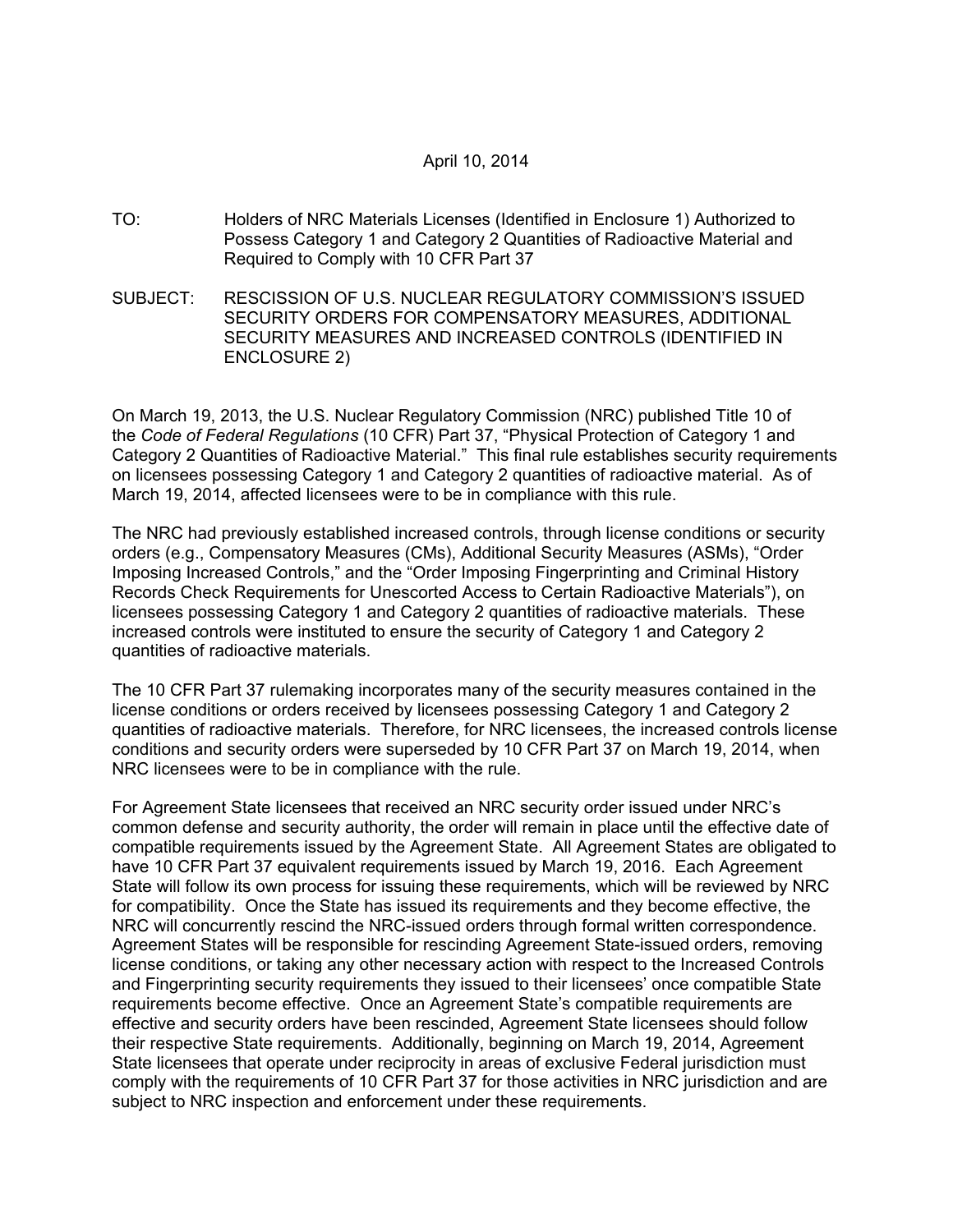April 10, 2014

TO: Holders of NRC Materials Licenses (Identified in Enclosure 1) Authorized to Possess Category 1 and Category 2 Quantities of Radioactive Material and Required to Comply with 10 CFR Part 37

SUBJECT: RESCISSION OF U.S. NUCLEAR REGULATORY COMMISSION'S ISSUED SECURITY ORDERS FOR COMPENSATORY MEASURES, ADDITIONAL SECURITY MEASURES AND INCREASED CONTROLS (IDENTIFIED IN ENCLOSURE 2)

On March 19, 2013, the U.S. Nuclear Regulatory Commission (NRC) published Title 10 of the *Code of Federal Regulations* (10 CFR) Part 37, "Physical Protection of Category 1 and Category 2 Quantities of Radioactive Material." This final rule establishes security requirements on licensees possessing Category 1 and Category 2 quantities of radioactive material. As of March 19, 2014, affected licensees were to be in compliance with this rule.

The NRC had previously established increased controls, through license conditions or security orders (e.g., Compensatory Measures (CMs), Additional Security Measures (ASMs), "Order Imposing Increased Controls," and the "Order Imposing Fingerprinting and Criminal History Records Check Requirements for Unescorted Access to Certain Radioactive Materials"), on licensees possessing Category 1 and Category 2 quantities of radioactive materials. These increased controls were instituted to ensure the security of Category 1 and Category 2 quantities of radioactive materials.

The 10 CFR Part 37 rulemaking incorporates many of the security measures contained in the license conditions or orders received by licensees possessing Category 1 and Category 2 quantities of radioactive materials. Therefore, for NRC licensees, the increased controls license conditions and security orders were superseded by 10 CFR Part 37 on March 19, 2014, when NRC licensees were to be in compliance with the rule.

For Agreement State licensees that received an NRC security order issued under NRC's common defense and security authority, the order will remain in place until the effective date of compatible requirements issued by the Agreement State. All Agreement States are obligated to have 10 CFR Part 37 equivalent requirements issued by March 19, 2016. Each Agreement State will follow its own process for issuing these requirements, which will be reviewed by NRC for compatibility. Once the State has issued its requirements and they become effective, the NRC will concurrently rescind the NRC-issued orders through formal written correspondence. Agreement States will be responsible for rescinding Agreement State-issued orders, removing license conditions, or taking any other necessary action with respect to the Increased Controls and Fingerprinting security requirements they issued to their licensees' once compatible State requirements become effective. Once an Agreement State's compatible requirements are effective and security orders have been rescinded, Agreement State licensees should follow their respective State requirements. Additionally, beginning on March 19, 2014, Agreement State licensees that operate under reciprocity in areas of exclusive Federal jurisdiction must comply with the requirements of 10 CFR Part 37 for those activities in NRC jurisdiction and are subject to NRC inspection and enforcement under these requirements.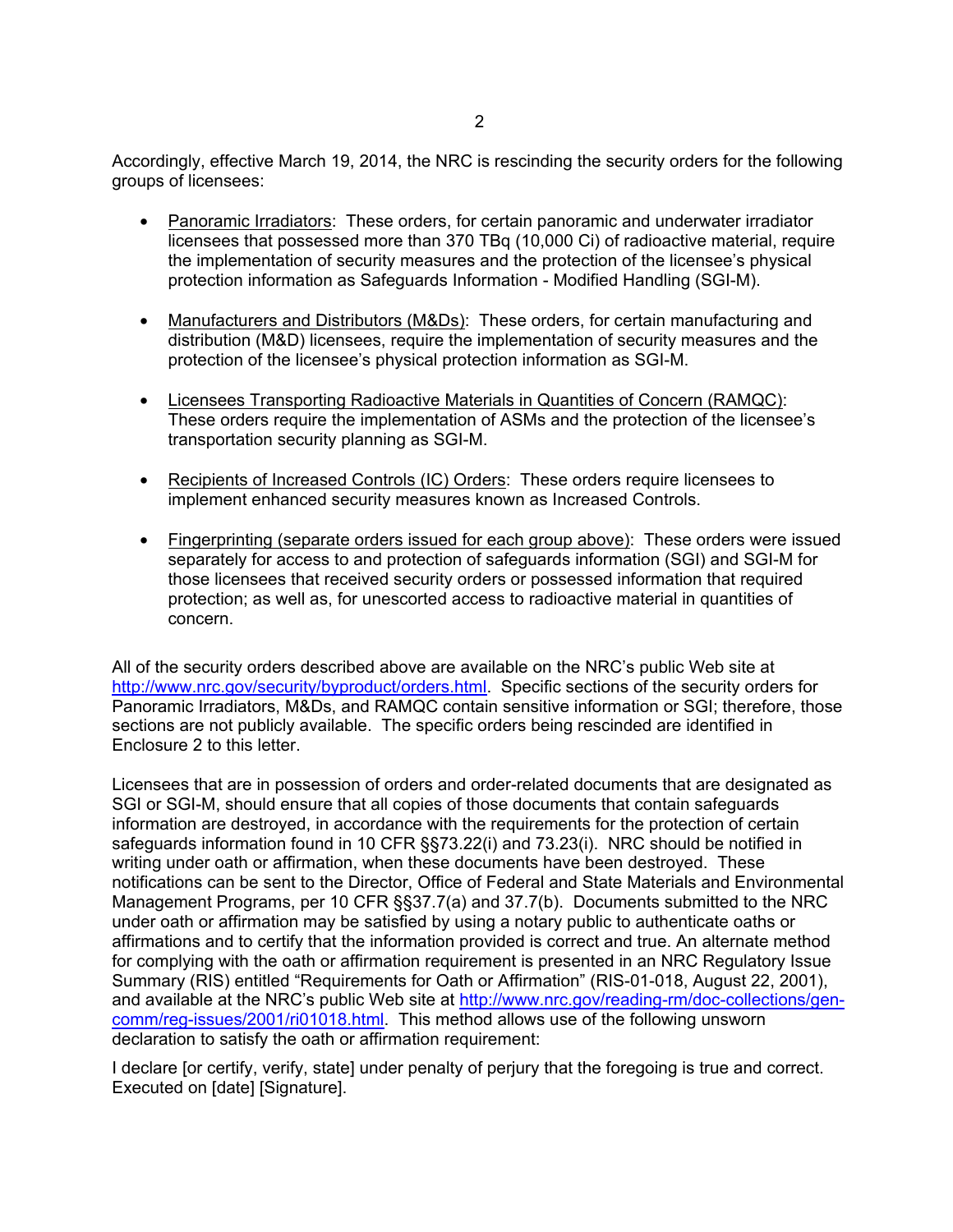Accordingly, effective March 19, 2014, the NRC is rescinding the security orders for the following groups of licensees:

- Panoramic Irradiators: These orders, for certain panoramic and underwater irradiator licensees that possessed more than 370 TBq (10,000 Ci) of radioactive material, require the implementation of security measures and the protection of the licensee's physical protection information as Safeguards Information - Modified Handling (SGI-M).

- Manufacturers and Distributors (M&Ds): These orders, for certain manufacturing and distribution (M&D) licensees, require the implementation of security measures and the protection of the licensee's physical protection information as SGI-M.

- Licensees Transporting Radioactive Materials in Quantities of Concern (RAMQC): These orders require the implementation of ASMs and the protection of the licensee's transportation security planning as SGI-M.

- Recipients of Increased Controls (IC) Orders: These orders require licensees to implement enhanced security measures known as Increased Controls.

- Fingerprinting (separate orders issued for each group above): These orders were issued separately for access to and protection of safeguards information (SGI) and SGI-M for those licensees that received security orders or possessed information that required protection; as well as, for unescorted access to radioactive material in quantities of concern.

All of the security orders described above are available on the NRC's public Web site at http://www.nrc.gov/security/byproduct/orders.html. Specific sections of the security orders for Panoramic Irradiators, M&Ds, and RAMQC contain sensitive information or SGI; therefore, those sections are not publicly available. The specific orders being rescinded are identified in Enclosure 2 to this letter.

Licensees that are in possession of orders and order-related documents that are designated as SGI or SGI-M, should ensure that all copies of those documents that contain safeguards information are destroyed, in accordance with the requirements for the protection of certain safeguards information found in 10 CFR §§73.22(i) and 73.23(i). NRC should be notified in writing under oath or affirmation, when these documents have been destroyed. These notifications can be sent to the Director, Office of Federal and State Materials and Environmental Management Programs, per 10 CFR §§37.7(a) and 37.7(b). Documents submitted to the NRC under oath or affirmation may be satisfied by using a notary public to authenticate oaths or affirmations and to certify that the information provided is correct and true. An alternate method for complying with the oath or affirmation requirement is presented in an NRC Regulatory Issue Summary (RIS) entitled "Requirements for Oath or Affirmation" (RIS-01-018, August 22, 2001), and available at the NRC's public Web site at http://www.nrc.gov/reading-rm/doc-collections/gen-comm/reg-issues/2001/ri01018.html. This method allows use of the following unsworn declaration to satisfy the oath or affirmation requirement:

I declare [or certify, verify, state] under penalty of perjury that the foregoing is true and correct. Executed on [date] [Signature].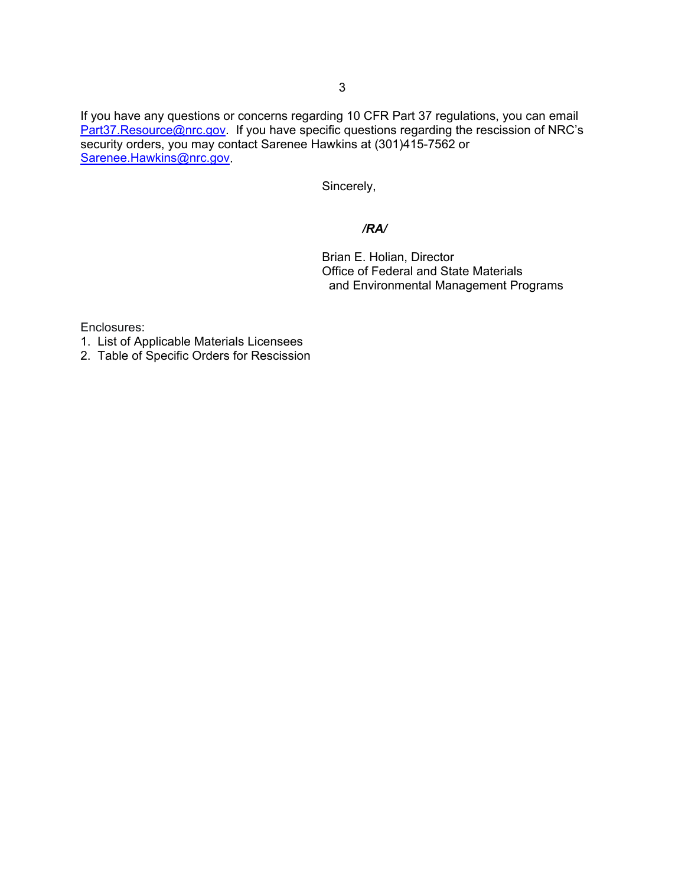If you have any questions or concerns regarding 10 CFR Part 37 regulations, you can email Part37.Resource@nrc.gov. If you have specific questions regarding the rescission of NRC's security orders, you may contact Sarenee Hawkins at (301)415-7562 or Sarenee.Hawkins@nrc.gov.

Sincerely,

***/RA/***

Brian E. Holian, Director
Office of Federal and State Materials
and Environmental Management Programs

Enclosures:
1. List of Applicable Materials Licensees
2. Table of Specific Orders for Rescission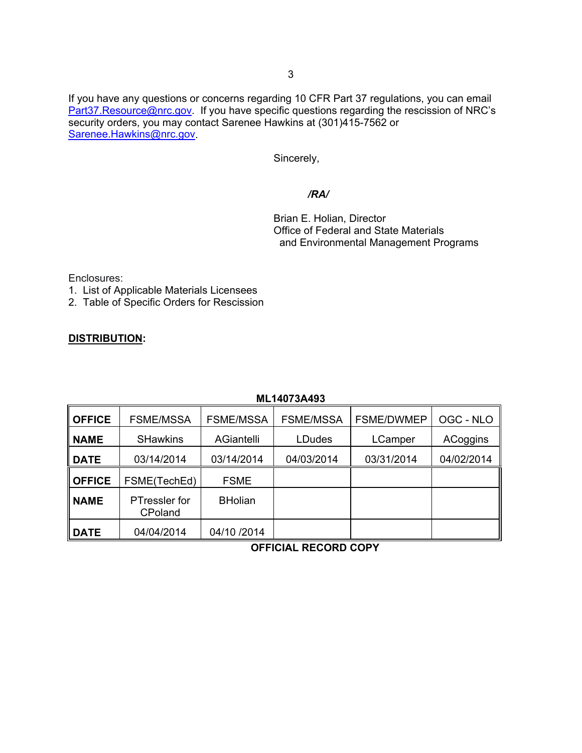If you have any questions or concerns regarding 10 CFR Part 37 regulations, you can email Part37.Resource@nrc.gov. If you have specific questions regarding the rescission of NRC's security orders, you may contact Sarenee Hawkins at (301)415-7562 or Sarenee.Hawkins@nrc.gov.

Sincerely,

*/RA/*

Brian E. Holian, Director
Office of Federal and State Materials
and Environmental Management Programs

Enclosures:
1. List of Applicable Materials Licensees
2. Table of Specific Orders for Rescission

**DISTRIBUTION:**

**ML14073A493**

| **OFFICE** | FSME/MSSA | FSME/MSSA | FSME/MSSA | FSME/DWMEP | OGC - NLO |
|---|---|---|---|---|---|
| **NAME** | SHawkins | AGiantelli | LDudes | LCamper | ACoggins |
| **DATE** | 03/14/2014 | 03/14/2014 | 04/03/2014 | 03/31/2014 | 04/02/2014 |
| **OFFICE** | FSME(TechEd) | FSME | | | |
| **NAME** | PTressler for CPoland | BHolian | | | |
| **DATE** | 04/04/2014 | 04/10 /2014 | | | |

**OFFICIAL RECORD COPY**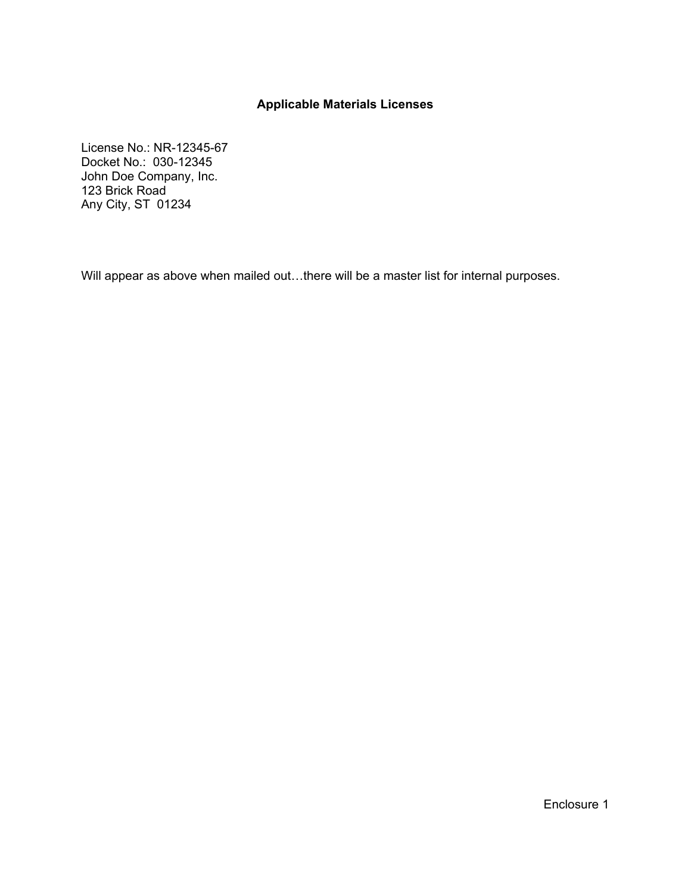**Applicable Materials Licenses**

License No.: NR-12345-67  
Docket No.: 030-12345  
John Doe Company, Inc.  
123 Brick Road  
Any City, ST 01234

Will appear as above when mailed out…there will be a master list for internal purposes.

Enclosure 1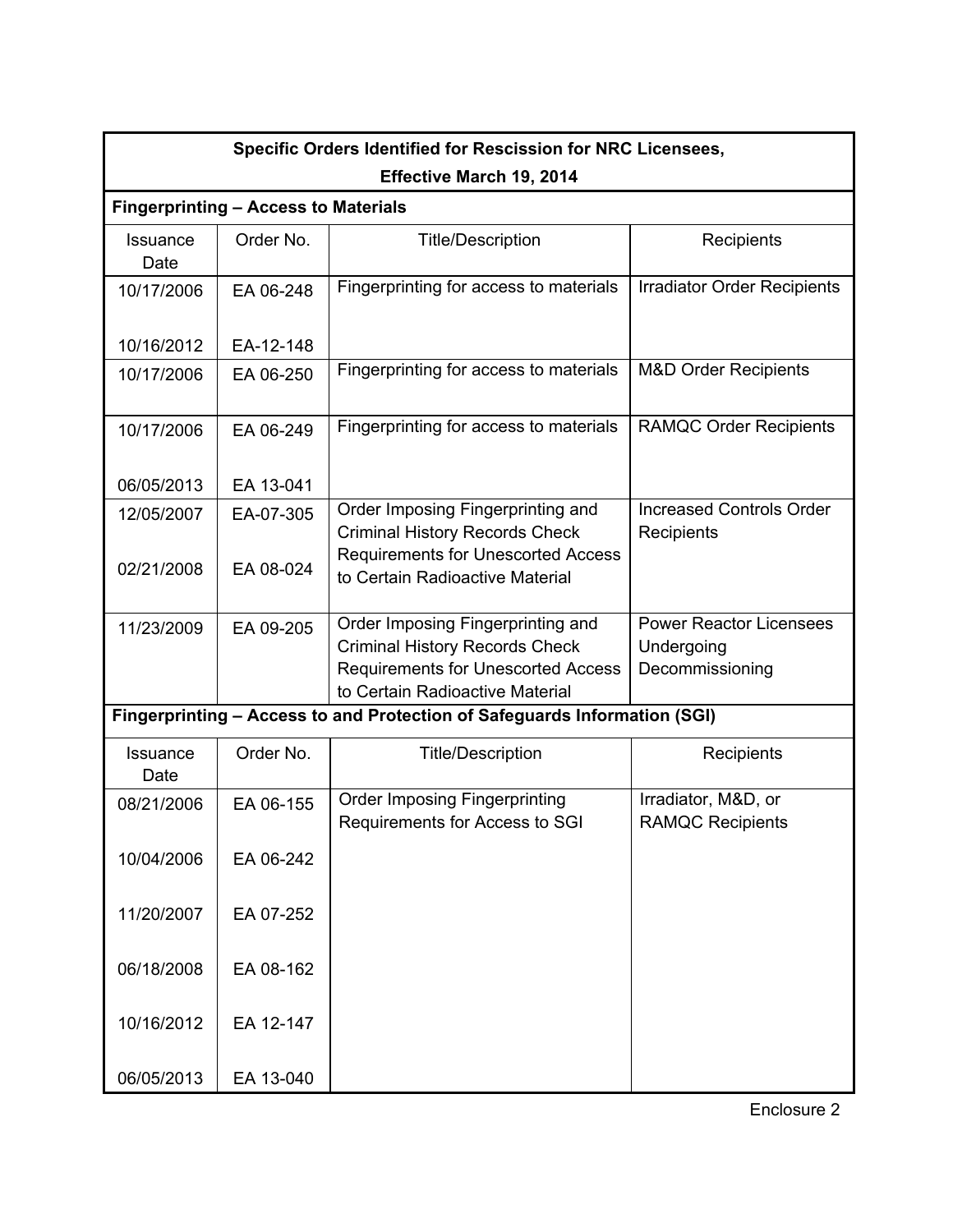**Specific Orders Identified for Rescission for NRC Licensees, Effective March 19, 2014**

**Fingerprinting – Access to Materials**

| Issuance Date | Order No. | Title/Description | Recipients |
|---|---|---|---|
| 10/17/2006<br><br>10/16/2012 | EA 06-248<br><br>EA-12-148 | Fingerprinting for access to materials | Irradiator Order Recipients |
| 10/17/2006 | EA 06-250 | Fingerprinting for access to materials | M&D Order Recipients |
| 10/17/2006<br><br>06/05/2013 | EA 06-249<br><br>EA 13-041 | Fingerprinting for access to materials | RAMQC Order Recipients |
| 12/05/2007<br><br>02/21/2008 | EA-07-305<br><br>EA 08-024 | Order Imposing Fingerprinting and Criminal History Records Check Requirements for Unescorted Access to Certain Radioactive Material | Increased Controls Order Recipients |
| 11/23/2009 | EA 09-205 | Order Imposing Fingerprinting and Criminal History Records Check Requirements for Unescorted Access to Certain Radioactive Material | Power Reactor Licensees Undergoing Decommissioning |

**Fingerprinting – Access to and Protection of Safeguards Information (SGI)**

| Issuance Date | Order No. | Title/Description | Recipients |
|---|---|---|---|
| 08/21/2006<br><br>10/04/2006<br><br>11/20/2007<br><br>06/18/2008<br><br>10/16/2012<br><br>06/05/2013 | EA 06-155<br><br>EA 06-242<br><br>EA 07-252<br><br>EA 08-162<br><br>EA 12-147<br><br>EA 13-040 | Order Imposing Fingerprinting Requirements for Access to SGI | Irradiator, M&D, or RAMQC Recipients |

Enclosure 2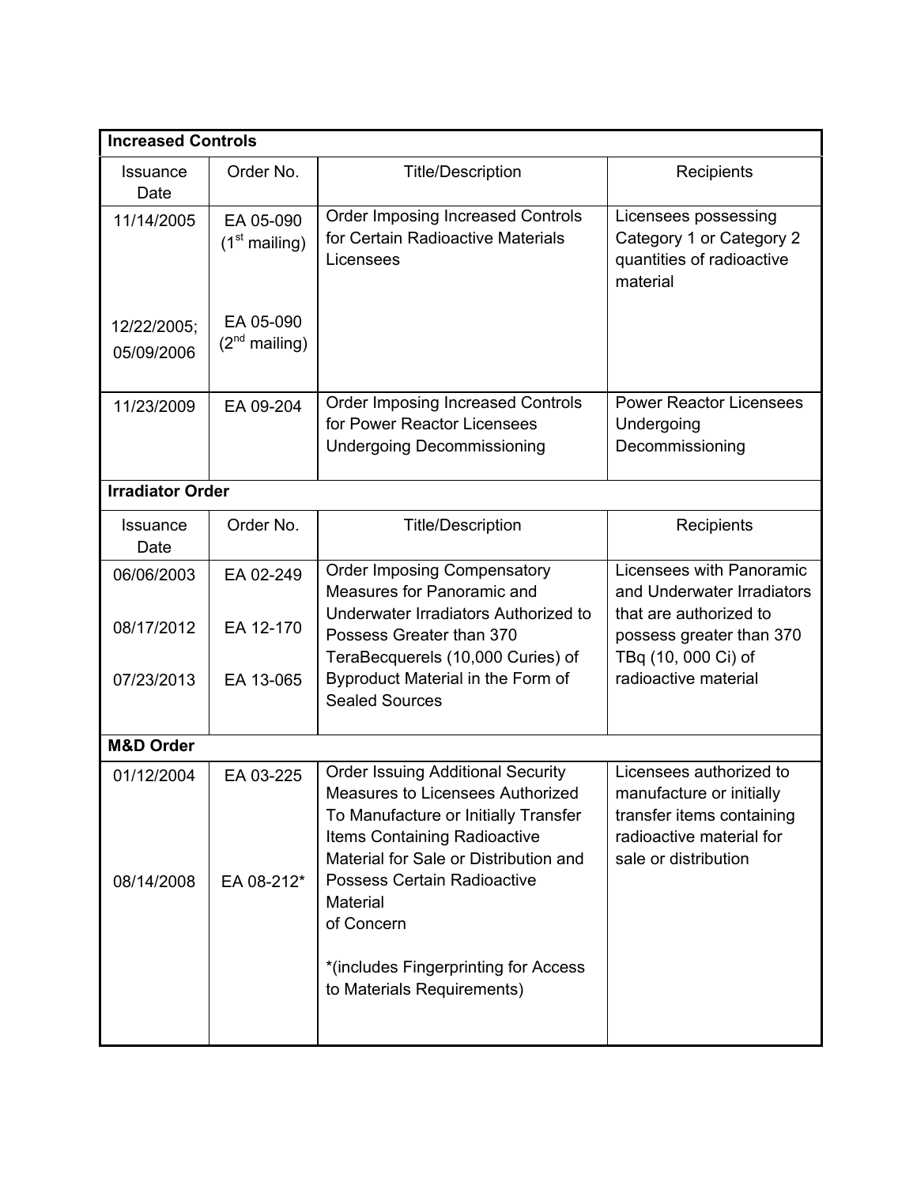| **Increased Controls** | | | |
|---|---|---|---|
| Issuance Date | Order No. | Title/Description | Recipients |
| 11/14/2005 | EA 05-090 (1st mailing) | Order Imposing Increased Controls for Certain Radioactive Materials Licensees | Licensees possessing Category 1 or Category 2 quantities of radioactive material |
| 12/22/2005; 05/09/2006 | EA 05-090 (2nd mailing) | | |
| 11/23/2009 | EA 09-204 | Order Imposing Increased Controls for Power Reactor Licensees Undergoing Decommissioning | Power Reactor Licensees Undergoing Decommissioning |

| **Irradiator Order** | | | |
|---|---|---|---|
| Issuance Date | Order No. | Title/Description | Recipients |
| 06/06/2003<br>08/17/2012<br>07/23/2013 | EA 02-249<br>EA 12-170<br>EA 13-065 | Order Imposing Compensatory Measures for Panoramic and Underwater Irradiators Authorized to Possess Greater than 370 TeraBecquerels (10,000 Curies) of Byproduct Material in the Form of Sealed Sources | Licensees with Panoramic and Underwater Irradiators that are authorized to possess greater than 370 TBq (10, 000 Ci) of radioactive material |

| **M&D Order** | | | |
|---|---|---|---|
| 01/12/2004<br>08/14/2008 | EA 03-225<br>EA 08-212* | Order Issuing Additional Security Measures to Licensees Authorized To Manufacture or Initially Transfer Items Containing Radioactive Material for Sale or Distribution and Possess Certain Radioactive Material of Concern<br><br>*(includes Fingerprinting for Access to Materials Requirements) | Licensees authorized to manufacture or initially transfer items containing radioactive material for sale or distribution |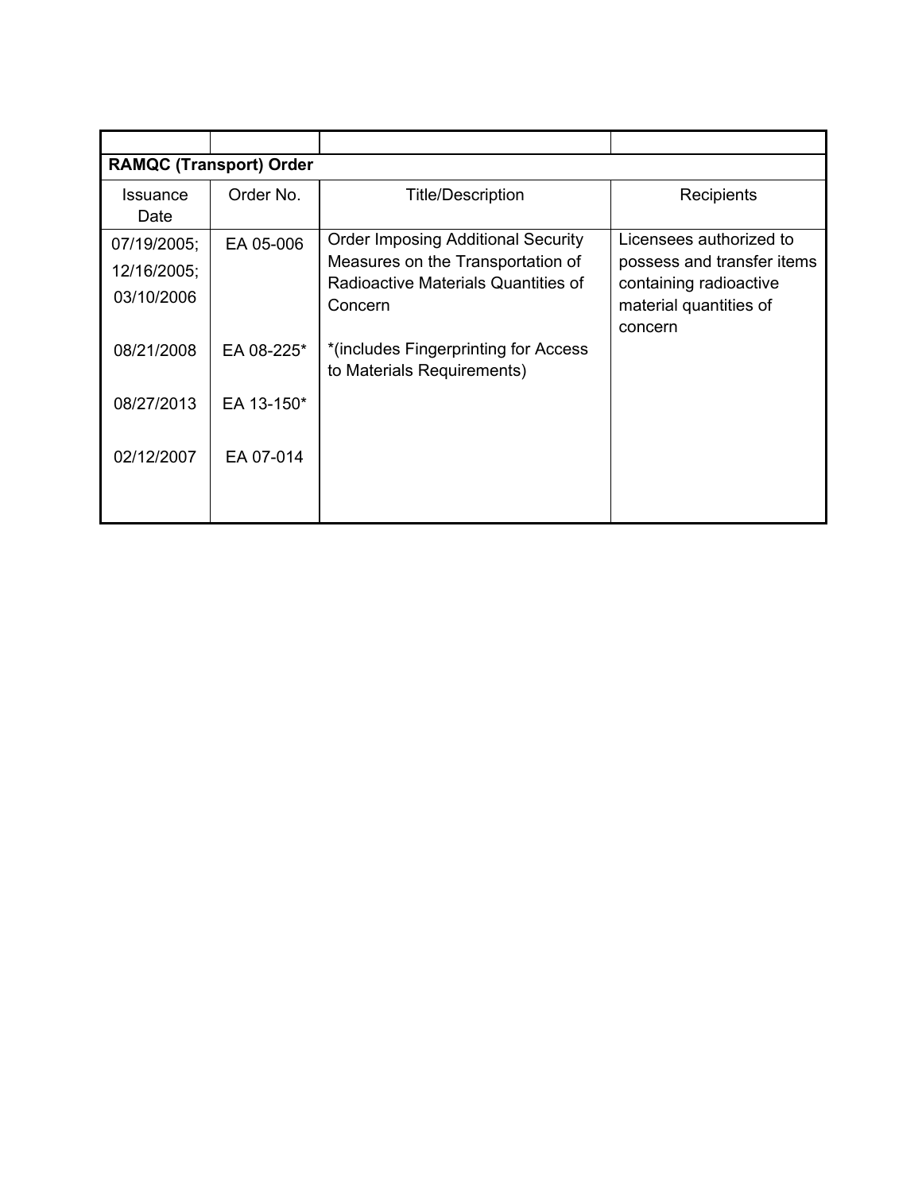| | | | |
|---|---|---|---|
| **RAMQC (Transport) Order** | | | |
| Issuance Date | Order No. | Title/Description | Recipients |
| 07/19/2005; 12/16/2005; 03/10/2006 | EA 05-006 | Order Imposing Additional Security Measures on the Transportation of Radioactive Materials Quantities of Concern | Licensees authorized to possess and transfer items containing radioactive material quantities of concern |
| 08/21/2008 | EA 08-225* | *(includes Fingerprinting for Access to Materials Requirements) | |
| 08/27/2013 | EA 13-150* | | |
| 02/12/2007 | EA 07-014 | | |